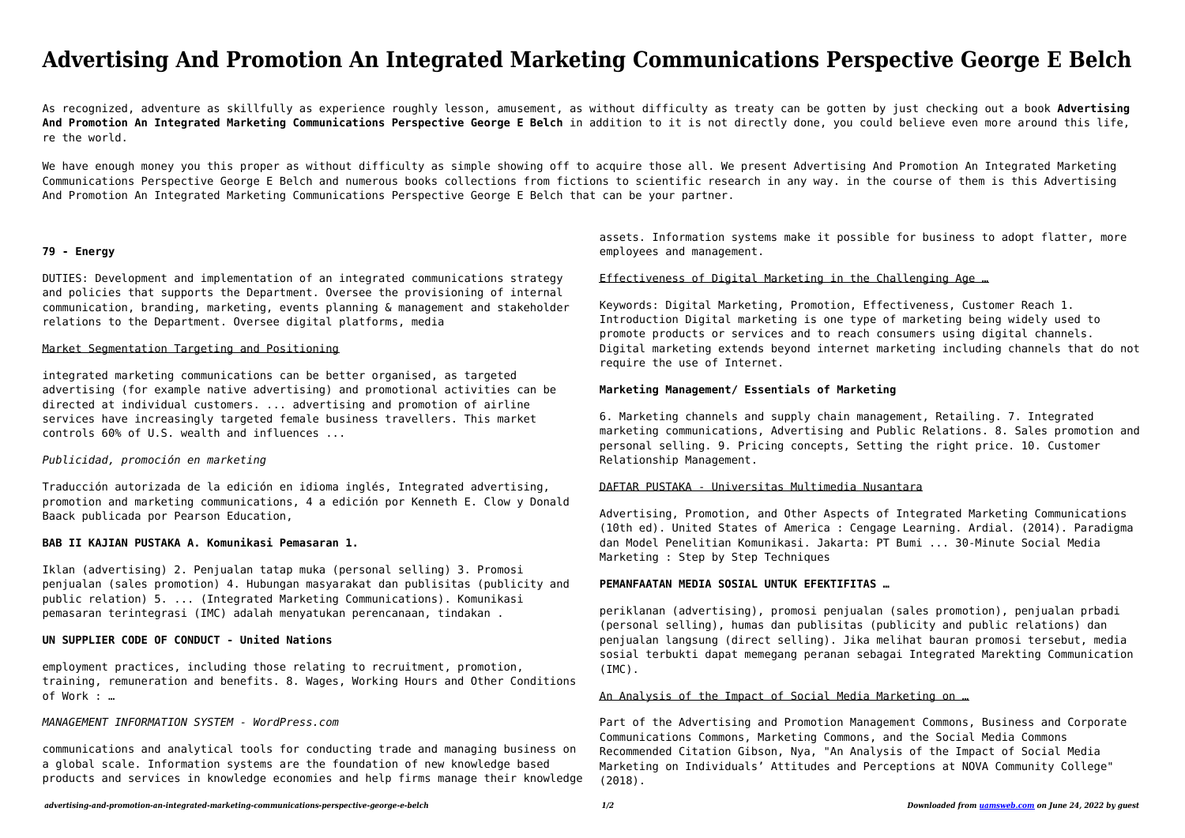# Advertising And Promotion An Integrated Marketing Communications Perspective George E Belch

As recognized, adventure as skillfully as experience roughly lesson, amusement, as without difficulty as treaty can be gotten by just checking out a book **Advertising And Promotion An Integrated Marketing Communications Perspective George E Belch** in addition to it is not directly done, you could believe even more around this life, re the world.

We have enough money you this proper as without difficulty as simple showing off to acquire those all. We present Advertising And Promotion An Integrated Marketing Communications Perspective George E Belch and numerous books collections from fictions to scientific research in any way. in the course of them is this Advertising And Promotion An Integrated Marketing Communications Perspective George E Belch that can be your partner.

**79 - Energy**

DUTIES: Development and implementation of an integrated communications strategy and policies that supports the Department. Oversee the provisioning of internal communication, branding, marketing, events planning & management and stakeholder relations to the Department. Oversee digital platforms, media

Market Segmentation Targeting and Positioning

integrated marketing communications can be better organised, as targeted advertising (for example native advertising) and promotional activities can be directed at individual customers. ... advertising and promotion of airline services have increasingly targeted female business travellers. This market controls 60% of U.S. wealth and influences ...

*Publicidad, promoción en marketing*

Traducción autorizada de la edición en idioma inglés, Integrated advertising, promotion and marketing communications, 4 a edición por Kenneth E. Clow y Donald Baack publicada por Pearson Education,

**BAB II KAJIAN PUSTAKA A. Komunikasi Pemasaran 1.**

Iklan (advertising) 2. Penjualan tatap muka (personal selling) 3. Promosi penjualan (sales promotion) 4. Hubungan masyarakat dan publisitas (publicity and public relation) 5. ... (Integrated Marketing Communications). Komunikasi pemasaran terintegrasi (IMC) adalah menyatukan perencanaan, tindakan .

**UN SUPPLIER CODE OF CONDUCT - United Nations**

employment practices, including those relating to recruitment, promotion, training, remuneration and benefits. 8. Wages, Working Hours and Other Conditions of Work : …

*MANAGEMENT INFORMATION SYSTEM - WordPress.com*

communications and analytical tools for conducting trade and managing business on a global scale. Information systems are the foundation of new knowledge based products and services in knowledge economies and help firms manage their knowledge assets. Information systems make it possible for business to adopt flatter, more employees and management.

Effectiveness of Digital Marketing in the Challenging Age …

Keywords: Digital Marketing, Promotion, Effectiveness, Customer Reach 1. Introduction Digital marketing is one type of marketing being widely used to promote products or services and to reach consumers using digital channels. Digital marketing extends beyond internet marketing including channels that do not require the use of Internet.

**Marketing Management/ Essentials of Marketing**

6. Marketing channels and supply chain management, Retailing. 7. Integrated marketing communications, Advertising and Public Relations. 8. Sales promotion and personal selling. 9. Pricing concepts, Setting the right price. 10. Customer Relationship Management.

DAFTAR PUSTAKA - Universitas Multimedia Nusantara

Advertising, Promotion, and Other Aspects of Integrated Marketing Communications (10th ed). United States of America : Cengage Learning. Ardial. (2014). Paradigma dan Model Penelitian Komunikasi. Jakarta: PT Bumi ... 30-Minute Social Media Marketing : Step by Step Techniques

**PEMANFAATAN MEDIA SOSIAL UNTUK EFEKTIFITAS …**

periklanan (advertising), promosi penjualan (sales promotion), penjualan prbadi (personal selling), humas dan publisitas (publicity and public relations) dan penjualan langsung (direct selling). Jika melihat bauran promosi tersebut, media sosial terbukti dapat memegang peranan sebagai Integrated Marekting Communication (IMC).

An Analysis of the Impact of Social Media Marketing on …

Part of the Advertising and Promotion Management Commons, Business and Corporate Communications Commons, Marketing Commons, and the Social Media Commons Recommended Citation Gibson, Nya, "An Analysis of the Impact of Social Media Marketing on Individuals' Attitudes and Perceptions at NOVA Community College" (2018).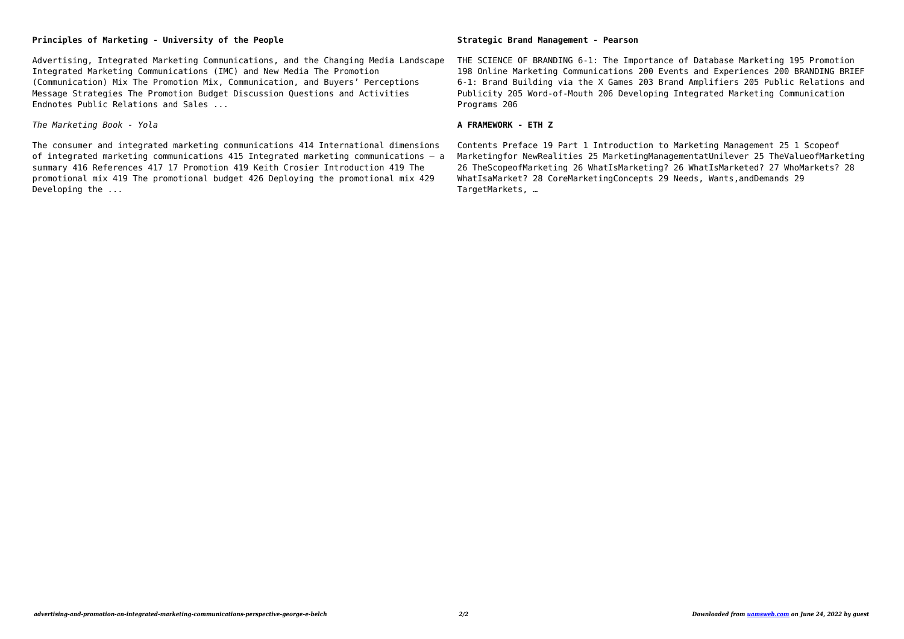**Principles of Marketing - University of the People**

Advertising, Integrated Marketing Communications, and the Changing Media Landscape Integrated Marketing Communications (IMC) and New Media The Promotion (Communication) Mix The Promotion Mix, Communication, and Buyers' Perceptions Message Strategies The Promotion Budget Discussion Questions and Activities Endnotes Public Relations and Sales ...

*The Marketing Book - Yola*

The consumer and integrated marketing communications 414 International dimensions of integrated marketing communications 415 Integrated marketing communications – a summary 416 References 417 17 Promotion 419 Keith Crosier Introduction 419 The promotional mix 419 The promotional budget 426 Deploying the promotional mix 429 Developing the ...

**Strategic Brand Management - Pearson**

THE SCIENCE OF BRANDING 6-1: The Importance of Database Marketing 195 Promotion 198 Online Marketing Communications 200 Events and Experiences 200 BRANDING BRIEF 6-1: Brand Building via the X Games 203 Brand Amplifiers 205 Public Relations and Publicity 205 Word-of-Mouth 206 Developing Integrated Marketing Communication Programs 206

**A FRAMEWORK - ETH Z**

Contents Preface 19 Part 1 Introduction to Marketing Management 25 1 Scopeof Marketingfor NewRealities 25 MarketingManagementatUnilever 25 TheValueofMarketing 26 TheScopeofMarketing 26 WhatIsMarketing? 26 WhatIsMarketed? 27 WhoMarkets? 28 WhatIsaMarket? 28 CoreMarketingConcepts 29 Needs, Wants,andDemands 29 TargetMarkets, …